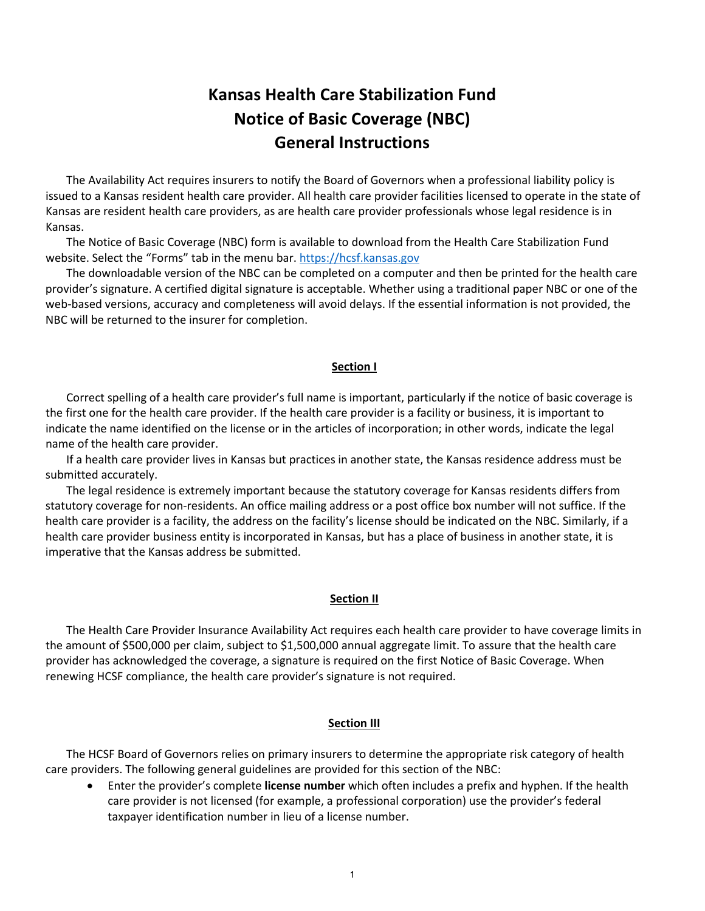# Kansas Health Care Stabilization Fund
# Notice of Basic Coverage (NBC)
# General Instructions

The Availability Act requires insurers to notify the Board of Governors when a professional liability policy is issued to a Kansas resident health care provider. All health care provider facilities licensed to operate in the state of Kansas are resident health care providers, as are health care provider professionals whose legal residence is in Kansas.

The Notice of Basic Coverage (NBC) form is available to download from the Health Care Stabilization Fund website. Select the "Forms" tab in the menu bar. https://hcsf.kansas.gov

The downloadable version of the NBC can be completed on a computer and then be printed for the health care provider's signature. A certified digital signature is acceptable. Whether using a traditional paper NBC or one of the web-based versions, accuracy and completeness will avoid delays. If the essential information is not provided, the NBC will be returned to the insurer for completion.

## Section I

Correct spelling of a health care provider's full name is important, particularly if the notice of basic coverage is the first one for the health care provider. If the health care provider is a facility or business, it is important to indicate the name identified on the license or in the articles of incorporation; in other words, indicate the legal name of the health care provider.

If a health care provider lives in Kansas but practices in another state, the Kansas residence address must be submitted accurately.

The legal residence is extremely important because the statutory coverage for Kansas residents differs from statutory coverage for non-residents. An office mailing address or a post office box number will not suffice. If the health care provider is a facility, the address on the facility's license should be indicated on the NBC. Similarly, if a health care provider business entity is incorporated in Kansas, but has a place of business in another state, it is imperative that the Kansas address be submitted.

## Section II

The Health Care Provider Insurance Availability Act requires each health care provider to have coverage limits in the amount of $500,000 per claim, subject to $1,500,000 annual aggregate limit. To assure that the health care provider has acknowledged the coverage, a signature is required on the first Notice of Basic Coverage. When renewing HCSF compliance, the health care provider's signature is not required.

## Section III

The HCSF Board of Governors relies on primary insurers to determine the appropriate risk category of health care providers. The following general guidelines are provided for this section of the NBC:

- Enter the provider's complete **license number** which often includes a prefix and hyphen. If the health care provider is not licensed (for example, a professional corporation) use the provider's federal taxpayer identification number in lieu of a license number.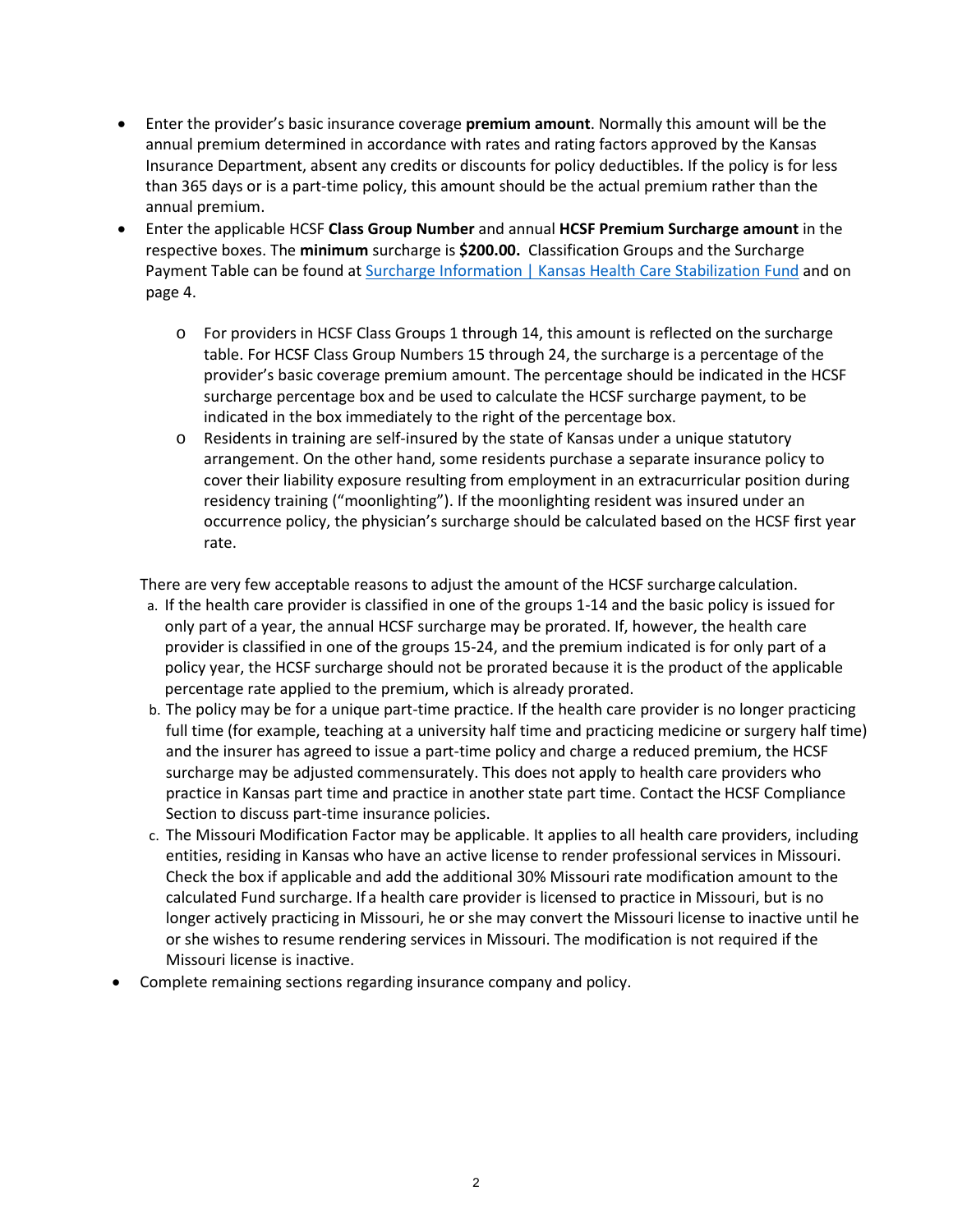- Enter the provider's basic insurance coverage **premium amount**. Normally this amount will be the annual premium determined in accordance with rates and rating factors approved by the Kansas Insurance Department, absent any credits or discounts for policy deductibles. If the policy is for less than 365 days or is a part-time policy, this amount should be the actual premium rather than the annual premium.
- Enter the applicable HCSF **Class Group Number** and annual **HCSF Premium Surcharge amount** in the respective boxes. The **minimum** surcharge is **$200.00.** Classification Groups and the Surcharge Payment Table can be found at [Surcharge Information | Kansas Health Care Stabilization Fund]() and on page 4.
  - For providers in HCSF Class Groups 1 through 14, this amount is reflected on the surcharge table. For HCSF Class Group Numbers 15 through 24, the surcharge is a percentage of the provider's basic coverage premium amount. The percentage should be indicated in the HCSF surcharge percentage box and be used to calculate the HCSF surcharge payment, to be indicated in the box immediately to the right of the percentage box.
  - Residents in training are self-insured by the state of Kansas under a unique statutory arrangement. On the other hand, some residents purchase a separate insurance policy to cover their liability exposure resulting from employment in an extracurricular position during residency training ("moonlighting"). If the moonlighting resident was insured under an occurrence policy, the physician's surcharge should be calculated based on the HCSF first year rate.

There are very few acceptable reasons to adjust the amount of the HCSF surcharge calculation.

a. If the health care provider is classified in one of the groups 1-14 and the basic policy is issued for only part of a year, the annual HCSF surcharge may be prorated. If, however, the health care provider is classified in one of the groups 15-24, and the premium indicated is for only part of a policy year, the HCSF surcharge should not be prorated because it is the product of the applicable percentage rate applied to the premium, which is already prorated.
b. The policy may be for a unique part-time practice. If the health care provider is no longer practicing full time (for example, teaching at a university half time and practicing medicine or surgery half time) and the insurer has agreed to issue a part-time policy and charge a reduced premium, the HCSF surcharge may be adjusted commensurately. This does not apply to health care providers who practice in Kansas part time and practice in another state part time. Contact the HCSF Compliance Section to discuss part-time insurance policies.
c. The Missouri Modification Factor may be applicable. It applies to all health care providers, including entities, residing in Kansas who have an active license to render professional services in Missouri. Check the box if applicable and add the additional 30% Missouri rate modification amount to the calculated Fund surcharge. If a health care provider is licensed to practice in Missouri, but is no longer actively practicing in Missouri, he or she may convert the Missouri license to inactive until he or she wishes to resume rendering services in Missouri. The modification is not required if the Missouri license is inactive.

- Complete remaining sections regarding insurance company and policy.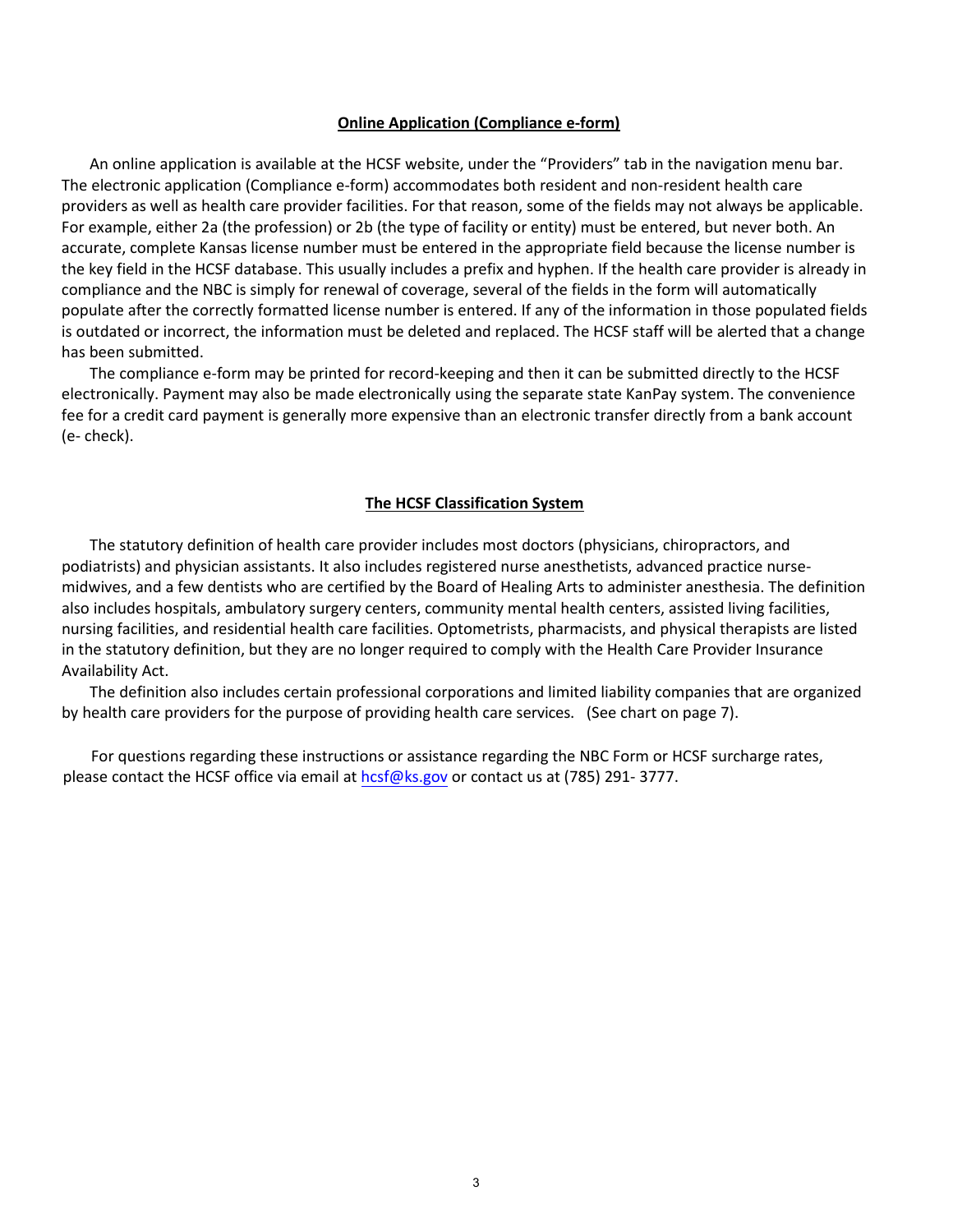## Online Application (Compliance e-form)

An online application is available at the HCSF website, under the "Providers" tab in the navigation menu bar. The electronic application (Compliance e-form) accommodates both resident and non-resident health care providers as well as health care provider facilities. For that reason, some of the fields may not always be applicable. For example, either 2a (the profession) or 2b (the type of facility or entity) must be entered, but never both. An accurate, complete Kansas license number must be entered in the appropriate field because the license number is the key field in the HCSF database. This usually includes a prefix and hyphen. If the health care provider is already in compliance and the NBC is simply for renewal of coverage, several of the fields in the form will automatically populate after the correctly formatted license number is entered. If any of the information in those populated fields is outdated or incorrect, the information must be deleted and replaced. The HCSF staff will be alerted that a change has been submitted.

The compliance e-form may be printed for record-keeping and then it can be submitted directly to the HCSF electronically. Payment may also be made electronically using the separate state KanPay system. The convenience fee for a credit card payment is generally more expensive than an electronic transfer directly from a bank account (e- check).

## The HCSF Classification System

The statutory definition of health care provider includes most doctors (physicians, chiropractors, and podiatrists) and physician assistants. It also includes registered nurse anesthetists, advanced practice nurse-midwives, and a few dentists who are certified by the Board of Healing Arts to administer anesthesia. The definition also includes hospitals, ambulatory surgery centers, community mental health centers, assisted living facilities, nursing facilities, and residential health care facilities. Optometrists, pharmacists, and physical therapists are listed in the statutory definition, but they are no longer required to comply with the Health Care Provider Insurance Availability Act.

The definition also includes certain professional corporations and limited liability companies that are organized by health care providers for the purpose of providing health care services. (See chart on page 7).

For questions regarding these instructions or assistance regarding the NBC Form or HCSF surcharge rates, please contact the HCSF office via email at hcsf@ks.gov or contact us at (785) 291- 3777.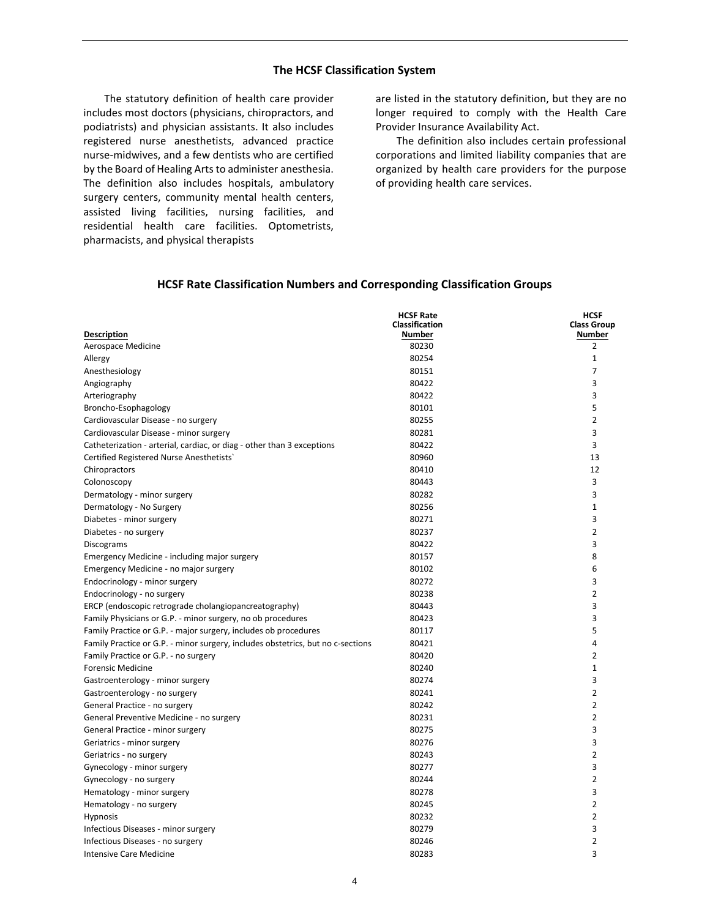## The HCSF Classification System

The statutory definition of health care provider includes most doctors (physicians, chiropractors, and podiatrists) and physician assistants. It also includes registered nurse anesthetists, advanced practice nurse-midwives, and a few dentists who are certified by the Board of Healing Arts to administer anesthesia. The definition also includes hospitals, ambulatory surgery centers, community mental health centers, assisted living facilities, nursing facilities, and residential health care facilities. Optometrists, pharmacists, and physical therapists are listed in the statutory definition, but they are no longer required to comply with the Health Care Provider Insurance Availability Act.

The definition also includes certain professional corporations and limited liability companies that are organized by health care providers for the purpose of providing health care services.

## HCSF Rate Classification Numbers and Corresponding Classification Groups

| Description | HCSF Rate Classification Number | HCSF Class Group Number |
|---|---|---|
| Aerospace Medicine | 80230 | 2 |
| Allergy | 80254 | 1 |
| Anesthesiology | 80151 | 7 |
| Angiography | 80422 | 3 |
| Arteriography | 80422 | 3 |
| Broncho-Esophagology | 80101 | 5 |
| Cardiovascular Disease - no surgery | 80255 | 2 |
| Cardiovascular Disease - minor surgery | 80281 | 3 |
| Catheterization - arterial, cardiac, or diag - other than 3 exceptions | 80422 | 3 |
| Certified Registered Nurse Anesthetists` | 80960 | 13 |
| Chiropractors | 80410 | 12 |
| Colonoscopy | 80443 | 3 |
| Dermatology - minor surgery | 80282 | 3 |
| Dermatology - No Surgery | 80256 | 1 |
| Diabetes - minor surgery | 80271 | 3 |
| Diabetes - no surgery | 80237 | 2 |
| Discograms | 80422 | 3 |
| Emergency Medicine - including major surgery | 80157 | 8 |
| Emergency Medicine - no major surgery | 80102 | 6 |
| Endocrinology - minor surgery | 80272 | 3 |
| Endocrinology - no surgery | 80238 | 2 |
| ERCP (endoscopic retrograde cholangiopancreatography) | 80443 | 3 |
| Family Physicians or G.P. - minor surgery, no ob procedures | 80423 | 3 |
| Family Practice or G.P. - major surgery, includes ob procedures | 80117 | 5 |
| Family Practice or G.P. - minor surgery, includes obstetrics, but no c-sections | 80421 | 4 |
| Family Practice or G.P. - no surgery | 80420 | 2 |
| Forensic Medicine | 80240 | 1 |
| Gastroenterology - minor surgery | 80274 | 3 |
| Gastroenterology - no surgery | 80241 | 2 |
| General Practice - no surgery | 80242 | 2 |
| General Preventive Medicine - no surgery | 80231 | 2 |
| General Practice - minor surgery | 80275 | 3 |
| Geriatrics - minor surgery | 80276 | 3 |
| Geriatrics - no surgery | 80243 | 2 |
| Gynecology - minor surgery | 80277 | 3 |
| Gynecology - no surgery | 80244 | 2 |
| Hematology - minor surgery | 80278 | 3 |
| Hematology - no surgery | 80245 | 2 |
| Hypnosis | 80232 | 2 |
| Infectious Diseases - minor surgery | 80279 | 3 |
| Infectious Diseases - no surgery | 80246 | 2 |
| Intensive Care Medicine | 80283 | 3 |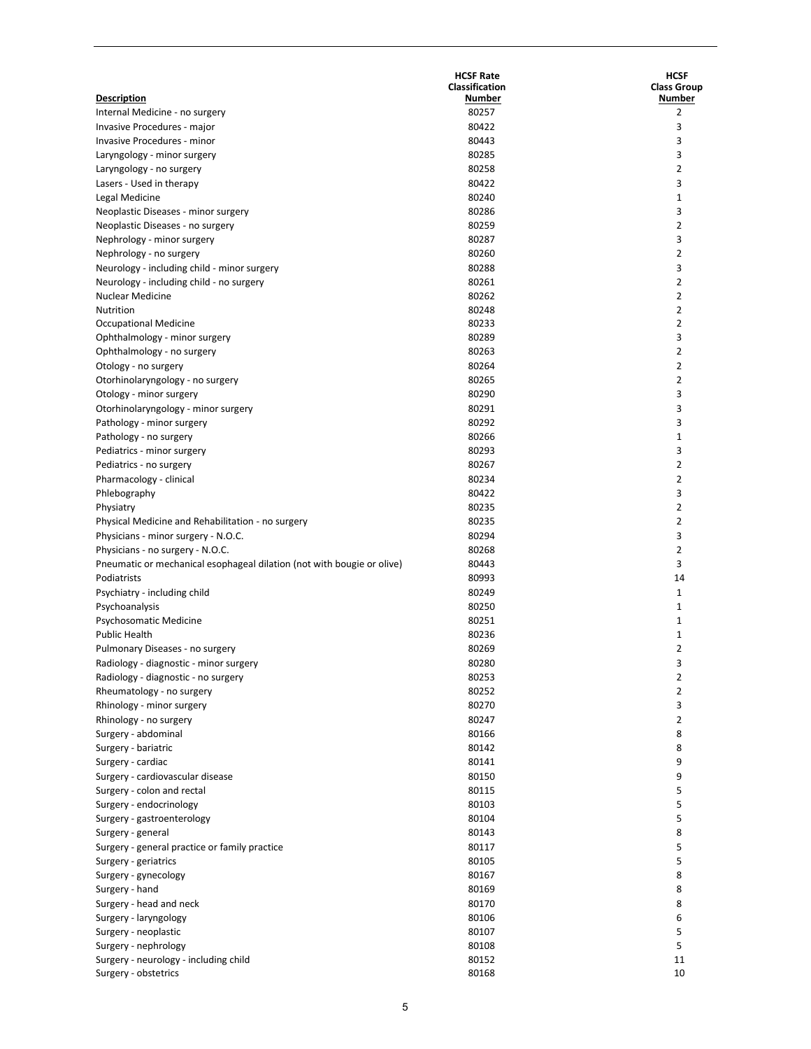| Description | HCSF Rate Classification Number | HCSF Class Group Number |
|---|---|---|
| Internal Medicine - no surgery | 80257 | 2 |
| Invasive Procedures - major | 80422 | 3 |
| Invasive Procedures - minor | 80443 | 3 |
| Laryngology - minor surgery | 80285 | 3 |
| Laryngology - no surgery | 80258 | 2 |
| Lasers - Used in therapy | 80422 | 3 |
| Legal Medicine | 80240 | 1 |
| Neoplastic Diseases - minor surgery | 80286 | 3 |
| Neoplastic Diseases - no surgery | 80259 | 2 |
| Nephrology - minor surgery | 80287 | 3 |
| Nephrology - no surgery | 80260 | 2 |
| Neurology - including child - minor surgery | 80288 | 3 |
| Neurology - including child - no surgery | 80261 | 2 |
| Nuclear Medicine | 80262 | 2 |
| Nutrition | 80248 | 2 |
| Occupational Medicine | 80233 | 2 |
| Ophthalmology - minor surgery | 80289 | 3 |
| Ophthalmology - no surgery | 80263 | 2 |
| Otology - no surgery | 80264 | 2 |
| Otorhinolaryngology - no surgery | 80265 | 2 |
| Otology - minor surgery | 80290 | 3 |
| Otorhinolaryngology - minor surgery | 80291 | 3 |
| Pathology - minor surgery | 80292 | 3 |
| Pathology - no surgery | 80266 | 1 |
| Pediatrics - minor surgery | 80293 | 3 |
| Pediatrics - no surgery | 80267 | 2 |
| Pharmacology - clinical | 80234 | 2 |
| Phlebography | 80422 | 3 |
| Physiatry | 80235 | 2 |
| Physical Medicine and Rehabilitation - no surgery | 80235 | 2 |
| Physicians - minor surgery - N.O.C. | 80294 | 3 |
| Physicians - no surgery - N.O.C. | 80268 | 2 |
| Pneumatic or mechanical esophageal dilation (not with bougie or olive) | 80443 | 3 |
| Podiatrists | 80993 | 14 |
| Psychiatry - including child | 80249 | 1 |
| Psychoanalysis | 80250 | 1 |
| Psychosomatic Medicine | 80251 | 1 |
| Public Health | 80236 | 1 |
| Pulmonary Diseases - no surgery | 80269 | 2 |
| Radiology - diagnostic - minor surgery | 80280 | 3 |
| Radiology - diagnostic - no surgery | 80253 | 2 |
| Rheumatology - no surgery | 80252 | 2 |
| Rhinology - minor surgery | 80270 | 3 |
| Rhinology - no surgery | 80247 | 2 |
| Surgery - abdominal | 80166 | 8 |
| Surgery - bariatric | 80142 | 8 |
| Surgery - cardiac | 80141 | 9 |
| Surgery - cardiovascular disease | 80150 | 9 |
| Surgery - colon and rectal | 80115 | 5 |
| Surgery - endocrinology | 80103 | 5 |
| Surgery - gastroenterology | 80104 | 5 |
| Surgery - general | 80143 | 8 |
| Surgery - general practice or family practice | 80117 | 5 |
| Surgery - geriatrics | 80105 | 5 |
| Surgery - gynecology | 80167 | 8 |
| Surgery - hand | 80169 | 8 |
| Surgery - head and neck | 80170 | 8 |
| Surgery - laryngology | 80106 | 6 |
| Surgery - neoplastic | 80107 | 5 |
| Surgery - nephrology | 80108 | 5 |
| Surgery - neurology - including child | 80152 | 11 |
| Surgery - obstetrics | 80168 | 10 |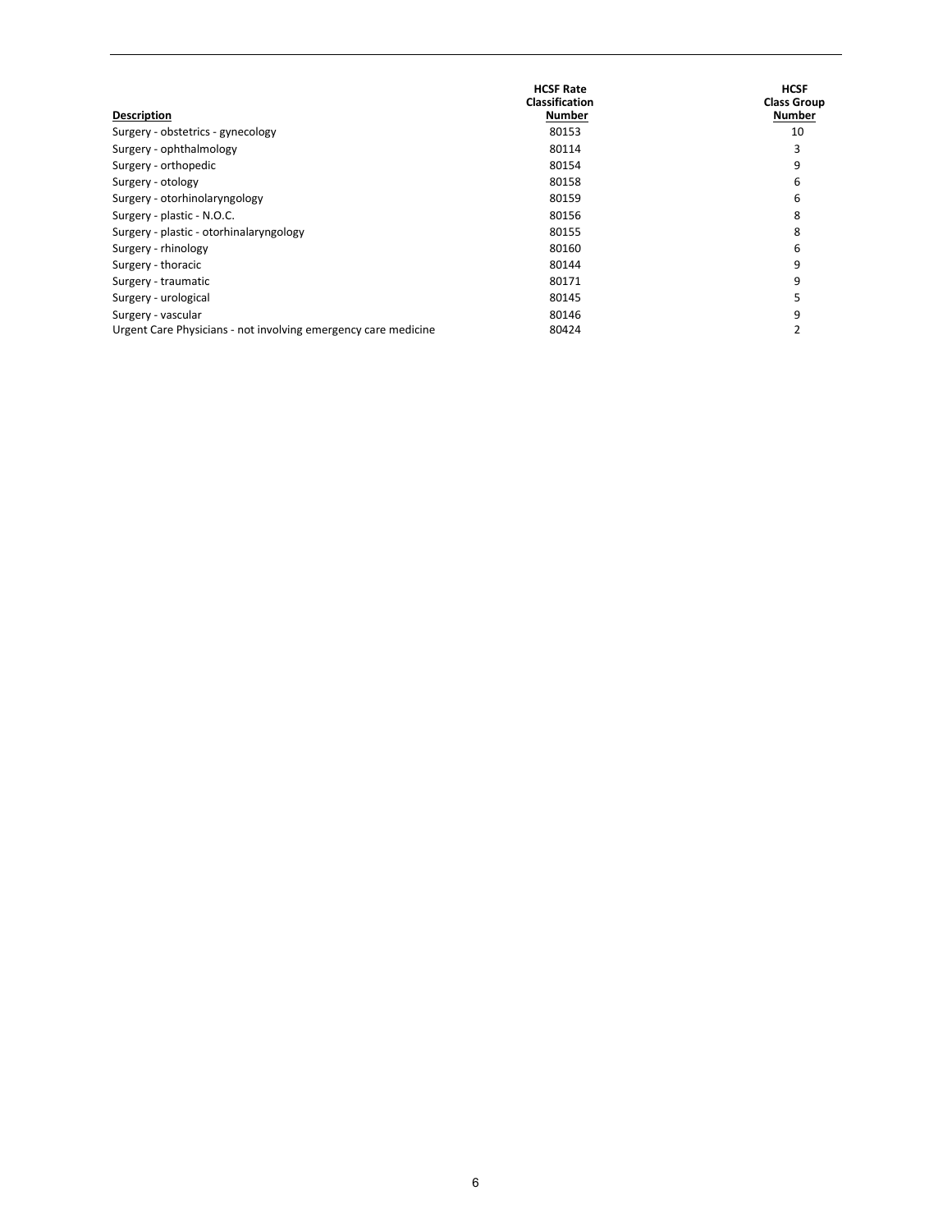| Description | HCSF Rate Classification Number | HCSF Class Group Number |
| --- | --- | --- |
| Surgery - obstetrics - gynecology | 80153 | 10 |
| Surgery - ophthalmology | 80114 | 3 |
| Surgery - orthopedic | 80154 | 9 |
| Surgery - otology | 80158 | 6 |
| Surgery - otorhinolaryngology | 80159 | 6 |
| Surgery - plastic - N.O.C. | 80156 | 8 |
| Surgery - plastic - otorhinalaryngology | 80155 | 8 |
| Surgery - rhinology | 80160 | 6 |
| Surgery - thoracic | 80144 | 9 |
| Surgery - traumatic | 80171 | 9 |
| Surgery - urological | 80145 | 5 |
| Surgery - vascular | 80146 | 9 |
| Urgent Care Physicians - not involving emergency care medicine | 80424 | 2 |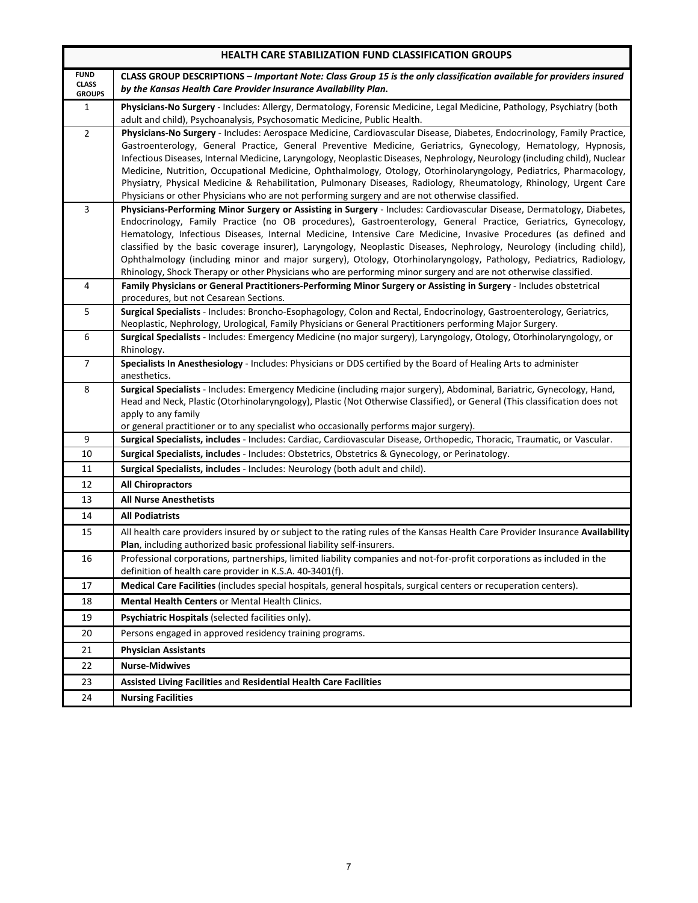| HEALTH CARE STABILIZATION FUND CLASSIFICATION GROUPS | |
|---|---|
| **FUND CLASS GROUPS** | **CLASS GROUP DESCRIPTIONS –** ***Important Note: Class Group 15 is the only classification available for providers insured by the Kansas Health Care Provider Insurance Availability Plan.*** |
| 1 | **Physicians-No Surgery** - Includes: Allergy, Dermatology, Forensic Medicine, Legal Medicine, Pathology, Psychiatry (both adult and child), Psychoanalysis, Psychosomatic Medicine, Public Health. |
| 2 | **Physicians-No Surgery** - Includes: Aerospace Medicine, Cardiovascular Disease, Diabetes, Endocrinology, Family Practice, Gastroenterology, General Practice, General Preventive Medicine, Geriatrics, Gynecology, Hematology, Hypnosis, Infectious Diseases, Internal Medicine, Laryngology, Neoplastic Diseases, Nephrology, Neurology (including child), Nuclear Medicine, Nutrition, Occupational Medicine, Ophthalmology, Otology, Otorhinolaryngology, Pediatrics, Pharmacology, Physiatry, Physical Medicine & Rehabilitation, Pulmonary Diseases, Radiology, Rheumatology, Rhinology, Urgent Care Physicians or other Physicians who are not performing surgery and are not otherwise classified. |
| 3 | **Physicians-Performing Minor Surgery or Assisting in Surgery** - Includes: Cardiovascular Disease, Dermatology, Diabetes, Endocrinology, Family Practice (no OB procedures), Gastroenterology, General Practice, Geriatrics, Gynecology, Hematology, Infectious Diseases, Internal Medicine, Intensive Care Medicine, Invasive Procedures (as defined and classified by the basic coverage insurer), Laryngology, Neoplastic Diseases, Nephrology, Neurology (including child), Ophthalmology (including minor and major surgery), Otology, Otorhinolaryngology, Pathology, Pediatrics, Radiology, Rhinology, Shock Therapy or other Physicians who are performing minor surgery and are not otherwise classified. |
| 4 | **Family Physicians or General Practitioners-Performing Minor Surgery or Assisting in Surgery** - Includes obstetrical procedures, but not Cesarean Sections. |
| 5 | **Surgical Specialists** - Includes: Broncho-Esophagology, Colon and Rectal, Endocrinology, Gastroenterology, Geriatrics, Neoplastic, Nephrology, Urological, Family Physicians or General Practitioners performing Major Surgery. |
| 6 | **Surgical Specialists** - Includes: Emergency Medicine (no major surgery), Laryngology, Otology, Otorhinolaryngology, or Rhinology. |
| 7 | **Specialists In Anesthesiology** - Includes: Physicians or DDS certified by the Board of Healing Arts to administer anesthetics. |
| 8 | **Surgical Specialists** - Includes: Emergency Medicine (including major surgery), Abdominal, Bariatric, Gynecology, Hand, Head and Neck, Plastic (Otorhinolaryngology), Plastic (Not Otherwise Classified), or General (This classification does not apply to any family or general practitioner or to any specialist who occasionally performs major surgery). |
| 9 | **Surgical Specialists, includes** - Includes: Cardiac, Cardiovascular Disease, Orthopedic, Thoracic, Traumatic, or Vascular. |
| 10 | **Surgical Specialists, includes** - Includes: Obstetrics, Obstetrics & Gynecology, or Perinatology. |
| 11 | **Surgical Specialists, includes** - Includes: Neurology (both adult and child). |
| 12 | **All Chiropractors** |
| 13 | **All Nurse Anesthetists** |
| 14 | **All Podiatrists** |
| 15 | All health care providers insured by or subject to the rating rules of the Kansas Health Care Provider Insurance **Availability Plan**, including authorized basic professional liability self-insurers. |
| 16 | Professional corporations, partnerships, limited liability companies and not-for-profit corporations as included in the definition of health care provider in K.S.A. 40-3401(f). |
| 17 | **Medical Care Facilities** (includes special hospitals, general hospitals, surgical centers or recuperation centers). |
| 18 | **Mental Health Centers** or Mental Health Clinics. |
| 19 | **Psychiatric Hospitals** (selected facilities only). |
| 20 | Persons engaged in approved residency training programs. |
| 21 | **Physician Assistants** |
| 22 | **Nurse-Midwives** |
| 23 | **Assisted Living Facilities** and **Residential Health Care Facilities** |
| 24 | **Nursing Facilities** |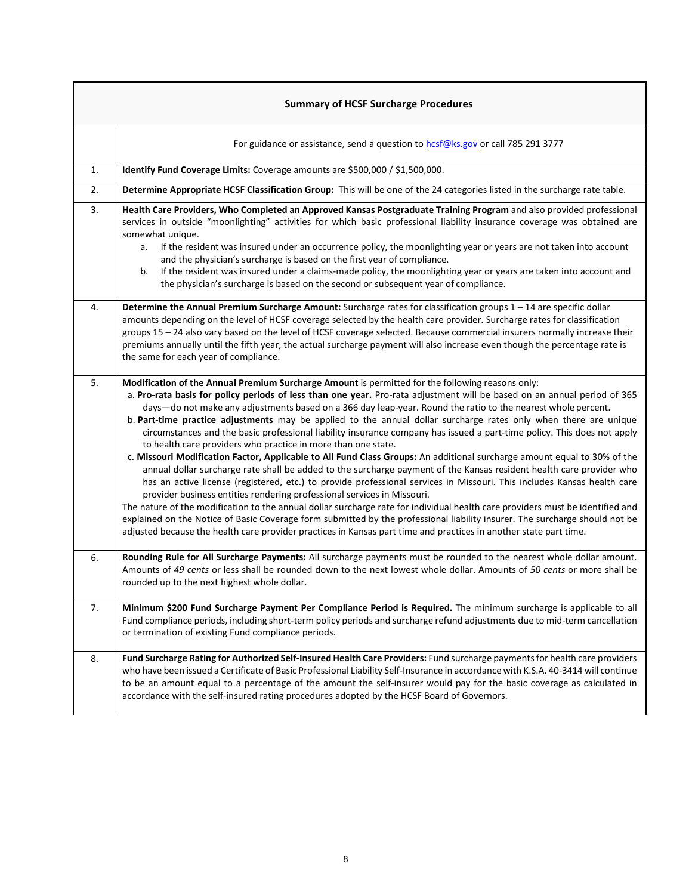| Summary of HCSF Surcharge Procedures | |
|---|---|
| | For guidance or assistance, send a question to hcsf@ks.gov or call 785 291 3777 |
| 1. | **Identify Fund Coverage Limits:** Coverage amounts are $500,000 / $1,500,000. |
| 2. | **Determine Appropriate HCSF Classification Group:** This will be one of the 24 categories listed in the surcharge rate table. |
| 3. | **Health Care Providers, Who Completed an Approved Kansas Postgraduate Training Program** and also provided professional services in outside "moonlighting" activities for which basic professional liability insurance coverage was obtained are somewhat unique.<br>a. If the resident was insured under an occurrence policy, the moonlighting year or years are not taken into account and the physician's surcharge is based on the first year of compliance.<br>b. If the resident was insured under a claims-made policy, the moonlighting year or years are taken into account and the physician's surcharge is based on the second or subsequent year of compliance. |
| 4. | **Determine the Annual Premium Surcharge Amount:** Surcharge rates for classification groups 1 – 14 are specific dollar amounts depending on the level of HCSF coverage selected by the health care provider. Surcharge rates for classification groups 15 – 24 also vary based on the level of HCSF coverage selected. Because commercial insurers normally increase their premiums annually until the fifth year, the actual surcharge payment will also increase even though the percentage rate is the same for each year of compliance. |
| 5. | **Modification of the Annual Premium Surcharge Amount** is permitted for the following reasons only:<br>a. **Pro-rata basis for policy periods of less than one year.** Pro-rata adjustment will be based on an annual period of 365 days—do not make any adjustments based on a 366 day leap-year. Round the ratio to the nearest whole percent.<br>b. **Part-time practice adjustments** may be applied to the annual dollar surcharge rates only when there are unique circumstances and the basic professional liability insurance company has issued a part-time policy. This does not apply to health care providers who practice in more than one state.<br>c. **Missouri Modification Factor, Applicable to All Fund Class Groups:** An additional surcharge amount equal to 30% of the annual dollar surcharge rate shall be added to the surcharge payment of the Kansas resident health care provider who has an active license (registered, etc.) to provide professional services in Missouri. This includes Kansas health care provider business entities rendering professional services in Missouri.<br>The nature of the modification to the annual dollar surcharge rate for individual health care providers must be identified and explained on the Notice of Basic Coverage form submitted by the professional liability insurer. The surcharge should not be adjusted because the health care provider practices in Kansas part time and practices in another state part time. |
| 6. | **Rounding Rule for All Surcharge Payments:** All surcharge payments must be rounded to the nearest whole dollar amount. Amounts of *49 cents* or less shall be rounded down to the next lowest whole dollar. Amounts of *50 cents* or more shall be rounded up to the next highest whole dollar. |
| 7. | **Minimum $200 Fund Surcharge Payment Per Compliance Period is Required.** The minimum surcharge is applicable to all Fund compliance periods, including short-term policy periods and surcharge refund adjustments due to mid-term cancellation or termination of existing Fund compliance periods. |
| 8. | **Fund Surcharge Rating for Authorized Self-Insured Health Care Providers:** Fund surcharge payments for health care providers who have been issued a Certificate of Basic Professional Liability Self-Insurance in accordance with K.S.A. 40-3414 will continue to be an amount equal to a percentage of the amount the self-insurer would pay for the basic coverage as calculated in accordance with the self-insured rating procedures adopted by the HCSF Board of Governors. |